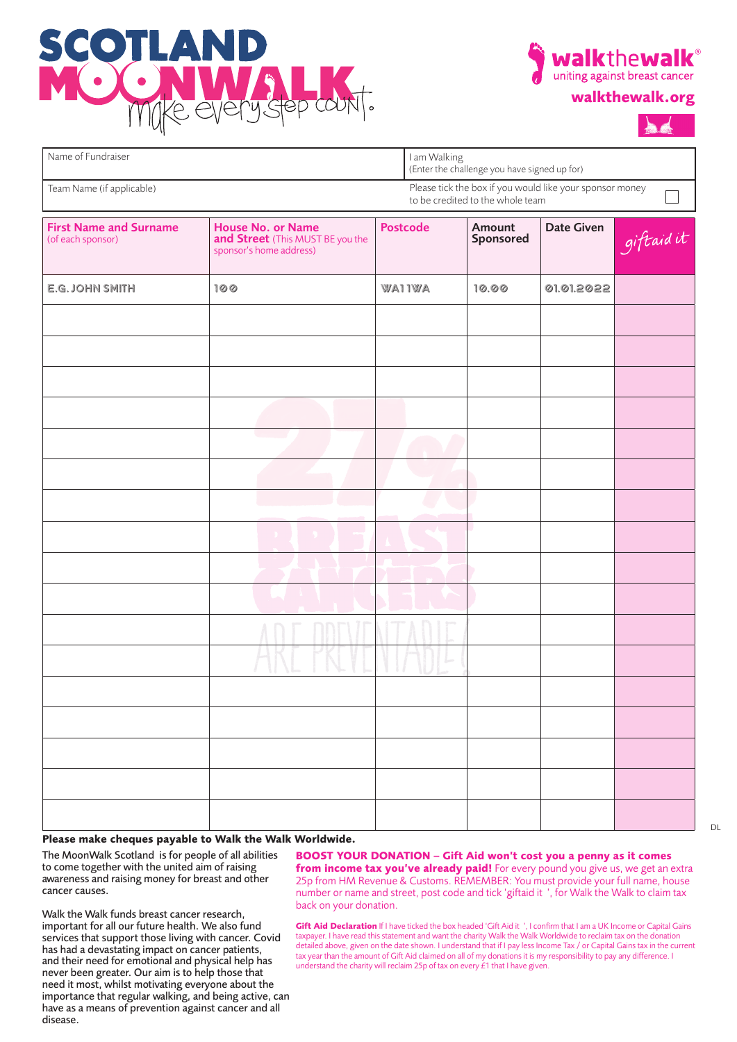# SCOTLAND MOONWALK

make every step count.

**walkthewalk®** uniting against breast cancer

**walkthewalk.org**

| Name of Fundraiser | I am Walking (Enter the challenge you have signed up for) |
|---|---|
| Team Name (if applicable) | Please tick the box if you would like your sponsor money to be credited to the whole team ☐ |

| **First Name and Surname** (of each sponsor) | **House No. or Name and Street** (This MUST BE you the sponsor's home address) | **Postcode** | **Amount Sponsored** | **Date Given** | giftaid it |
|---|---|---|---|---|---|
| E.G. JOHN SMITH | 100 | WA1 1WA | 10.00 | 01.01.2022 | |
| | | | | | |
| | | | | | |
| | | | | | |
| | | | | | |
| | | | | | |
| | | | | | |
| | | | | | |
| | | | | | |
| | | | | | |
| | | | | | |
| | | | | | |
| | | | | | |
| | | | | | |
| | | | | | |
| | | | | | |
| | | | | | |
| | | | | | |

27% BREAST CANCERS ARE PREVENTABLE!

DL

**Please make cheques payable to Walk the Walk Worldwide.**

The MoonWalk Scotland is for people of all abilities to come together with the united aim of raising awareness and raising money for breast and other cancer causes.

Walk the Walk funds breast cancer research, important for all our future health. We also fund services that support those living with cancer. Covid has had a devastating impact on cancer patients, and their need for emotional and physical help has never been greater. Our aim is to help those that need it most, whilst motivating everyone about the importance that regular walking, and being active, can have as a means of prevention against cancer and all disease.

**BOOST YOUR DONATION – Gift Aid won't cost you a penny as it comes from income tax you've already paid!** For every pound you give us, we get an extra 25p from HM Revenue & Customs. REMEMBER: You must provide your full name, house number or name and street, post code and tick 'giftaid it ', for Walk the Walk to claim tax back on your donation.

**Gift Aid Declaration** If I have ticked the box headed 'Gift Aid it ', I confirm that I am a UK Income or Capital Gains taxpayer. I have read this statement and want the charity Walk the Walk Worldwide to reclaim tax on the donation detailed above, given on the date shown. I understand that if I pay less Income Tax / or Capital Gains tax in the current tax year than the amount of Gift Aid claimed on all of my donations it is my responsibility to pay any difference. I understand the charity will reclaim 25p of tax on every £1 that I have given.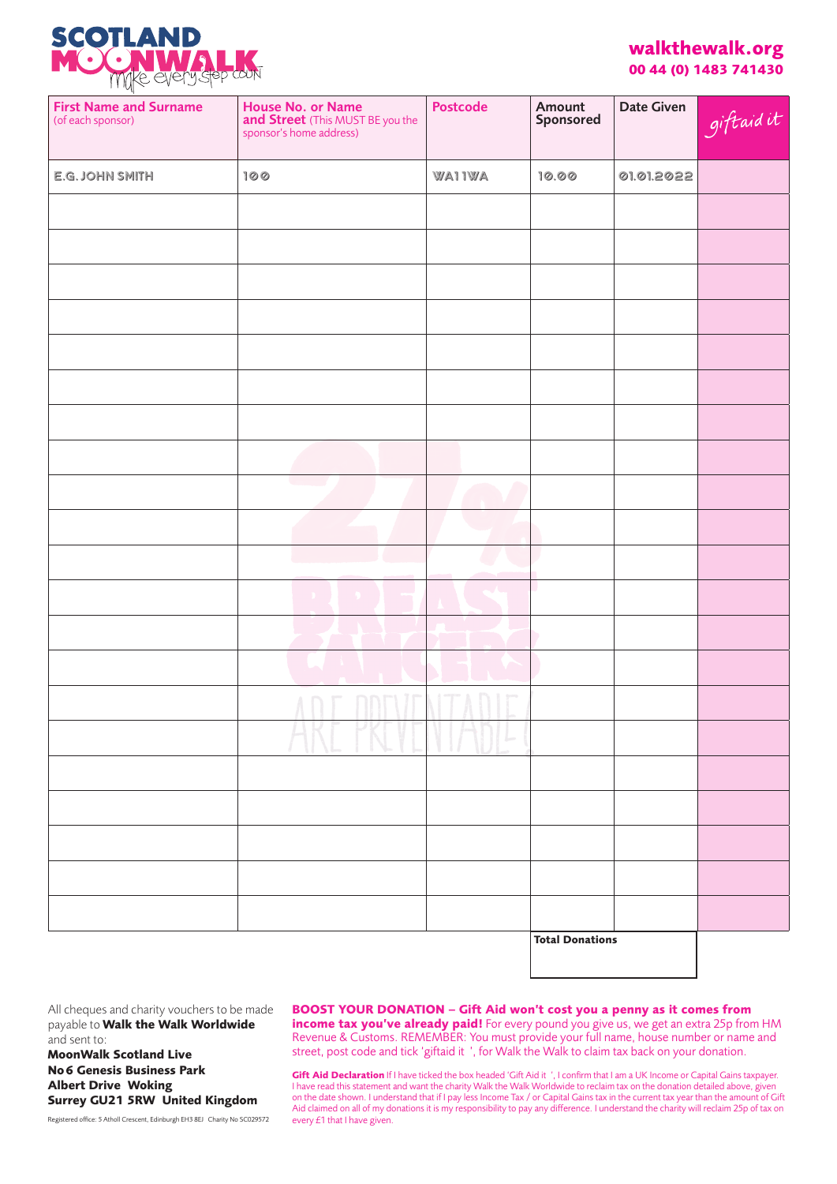# SCOTLAND MOONWALK

make every step count

**walkthewalk.org**
**00 44 (0) 1483 741430**

| First Name and Surname (of each sponsor) | House No. or Name and Street (This MUST BE you the sponsor's home address) | Postcode | Amount Sponsored | Date Given | giftaid it |
|---|---|---|---|---|---|
| E.G. JOHN SMITH | 100 | WA1 1WA | 10.00 | 01.01.2022 | |
| | | | | | |
| | | | | | |
| | | | | | |
| | | | | | |
| | | | | | |
| | | | | | |
| | | | | | |
| | | | | | |
| | | | | | |
| | | | | | |
| | | | | | |
| | | | | | |
| | | | | | |
| | | | | | |
| | | | | | |
| | | | | | |
| | | | | | |
| | | | | | |
| | | | | | |
| | | | | | |
| | | | | | |
| | | | Total Donations | | |

27% BREAST CANCERS ARE PREVENTABLE!

All cheques and charity vouchers to be made payable to **Walk the Walk Worldwide** and sent to:
**MoonWalk Scotland Live**
**No 6 Genesis Business Park**
**Albert Drive Woking**
**Surrey GU21 5RW United Kingdom**

Registered office: 5 Atholl Crescent, Edinburgh EH3 8EJ Charity No SC029572

**BOOST YOUR DONATION – Gift Aid won't cost you a penny as it comes from income tax you've already paid!** For every pound you give us, we get an extra 25p from HM Revenue & Customs. REMEMBER: You must provide your full name, house number or name and street, post code and tick 'giftaid it ', for Walk the Walk to claim tax back on your donation.

**Gift Aid Declaration** If I have ticked the box headed 'Gift Aid it ', I confirm that I am a UK Income or Capital Gains taxpayer. I have read this statement and want the charity Walk the Walk Worldwide to reclaim tax on the donation detailed above, given on the date shown. I understand that if I pay less Income Tax / or Capital Gains tax in the current tax year than the amount of Gift Aid claimed on all of my donations it is my responsibility to pay any difference. I understand the charity will reclaim 25p of tax on every £1 that I have given.